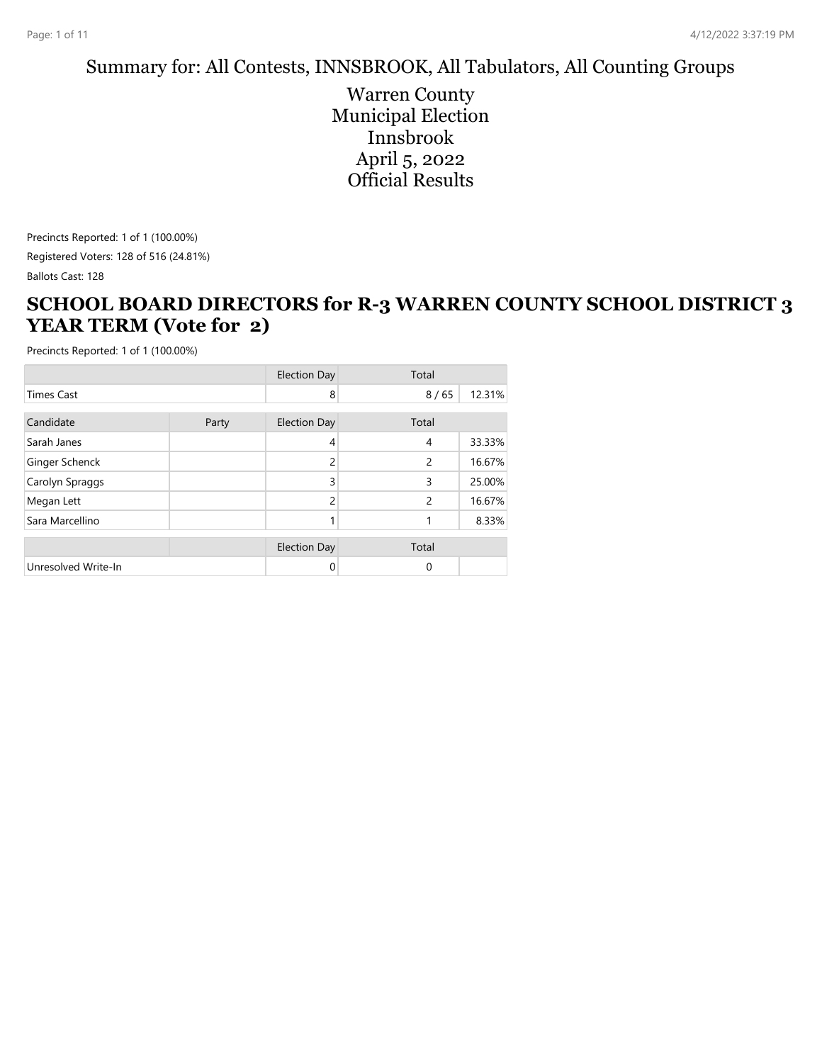Summary for: All Contests, INNSBROOK, All Tabulators, All Counting Groups

Warren County
Municipal Election
Innsbrook
April 5, 2022
Official Results

Precincts Reported: 1 of 1 (100.00%)

Registered Voters: 128 of 516 (24.81%)

Ballots Cast: 128

## SCHOOL BOARD DIRECTORS for R-3 WARREN COUNTY SCHOOL DISTRICT 3 YEAR TERM (Vote for 2)

Precincts Reported: 1 of 1 (100.00%)

| | Election Day | Total | |
|---|---|---|---|
| Times Cast | 8 | 8 / 65 | 12.31% |

| Candidate | Party | Election Day | Total | |
|---|---|---|---|---|
| Sarah Janes | | 4 | 4 | 33.33% |
| Ginger Schenck | | 2 | 2 | 16.67% |
| Carolyn Spraggs | | 3 | 3 | 25.00% |
| Megan Lett | | 2 | 2 | 16.67% |
| Sara Marcellino | | 1 | 1 | 8.33% |

| | | Election Day | Total | |
|---|---|---|---|---|
| Unresolved Write-In | | 0 | 0 | |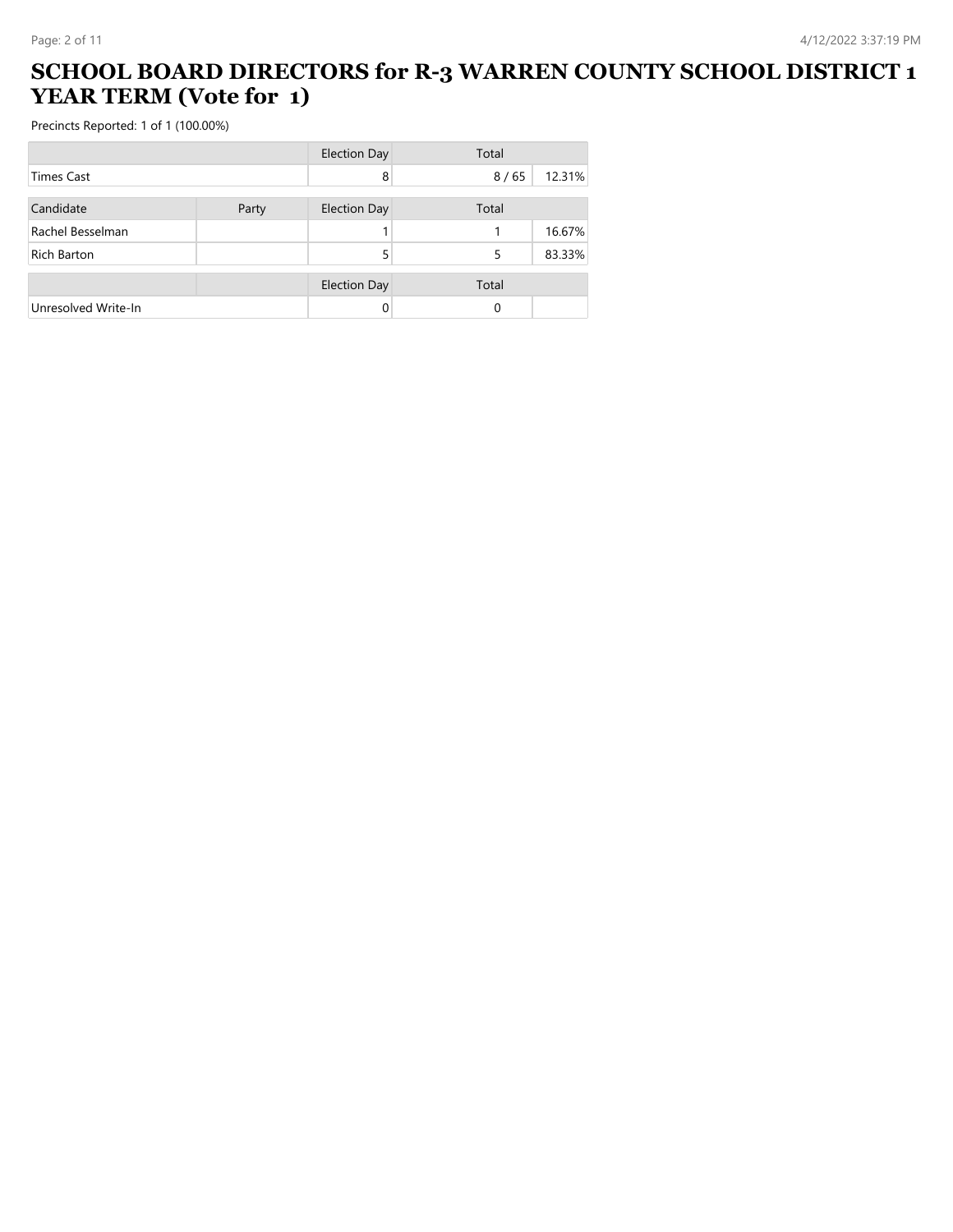# SCHOOL BOARD DIRECTORS for R-3 WARREN COUNTY SCHOOL DISTRICT 1 YEAR TERM (Vote for 1)

Precincts Reported: 1 of 1 (100.00%)

| | | Election Day | Total | |
|---|---|---|---|---|
| Times Cast | | 8 | 8 / 65 | 12.31% |

| Candidate | Party | Election Day | Total | |
|---|---|---|---|---|
| Rachel Besselman | | 1 | 1 | 16.67% |
| Rich Barton | | 5 | 5 | 83.33% |

| | | Election Day | Total | |
|---|---|---|---|---|
| Unresolved Write-In | | 0 | 0 | |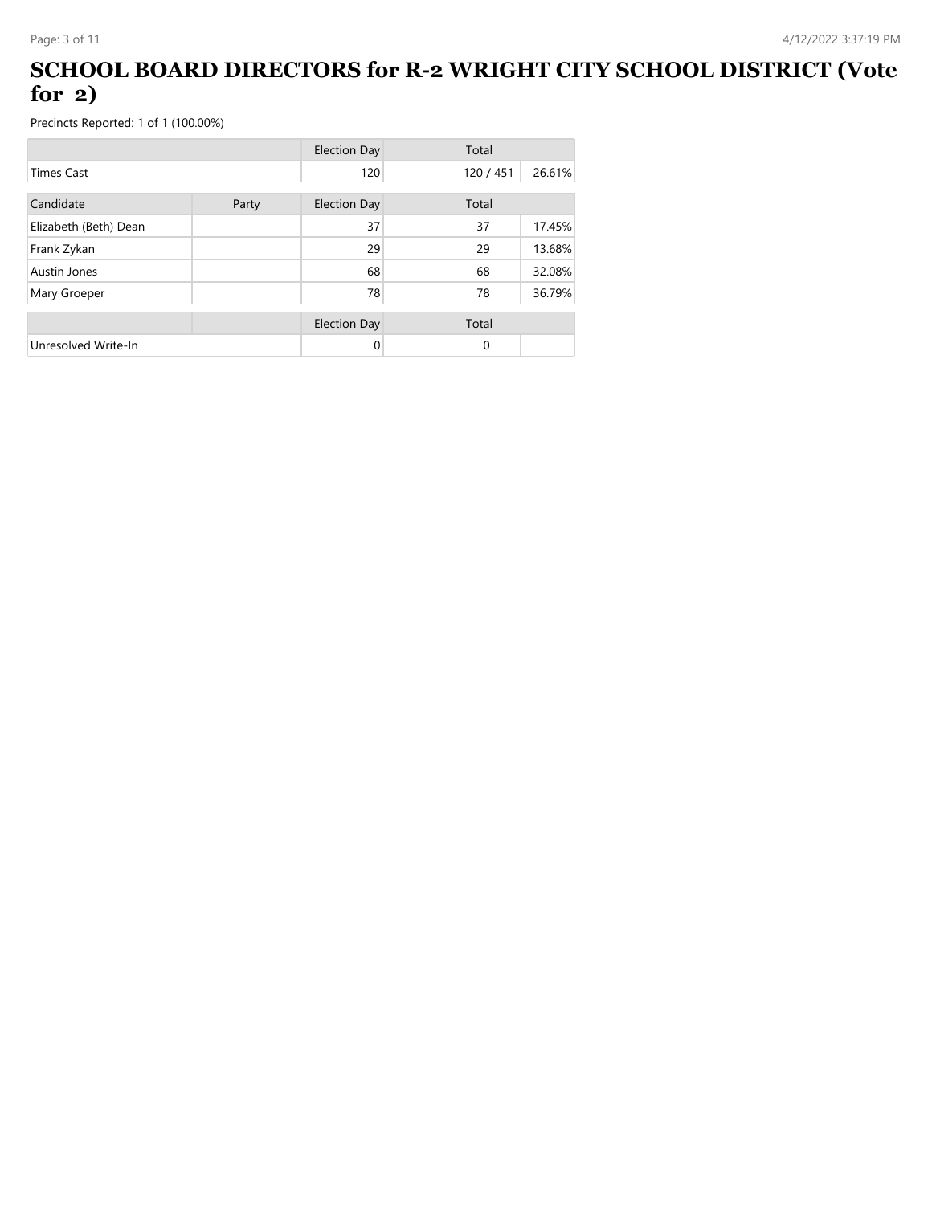# SCHOOL BOARD DIRECTORS for R-2 WRIGHT CITY SCHOOL DISTRICT (Vote for 2)

Precincts Reported: 1 of 1 (100.00%)

| | | Election Day | Total | |
|---|---|---|---|---|
| Times Cast | | 120 | 120 / 451 | 26.61% |

| Candidate | Party | Election Day | Total | |
|---|---|---|---|---|
| Elizabeth (Beth) Dean | | 37 | 37 | 17.45% |
| Frank Zykan | | 29 | 29 | 13.68% |
| Austin Jones | | 68 | 68 | 32.08% |
| Mary Groeper | | 78 | 78 | 36.79% |

| | | Election Day | Total | |
|---|---|---|---|---|
| Unresolved Write-In | | 0 | 0 | |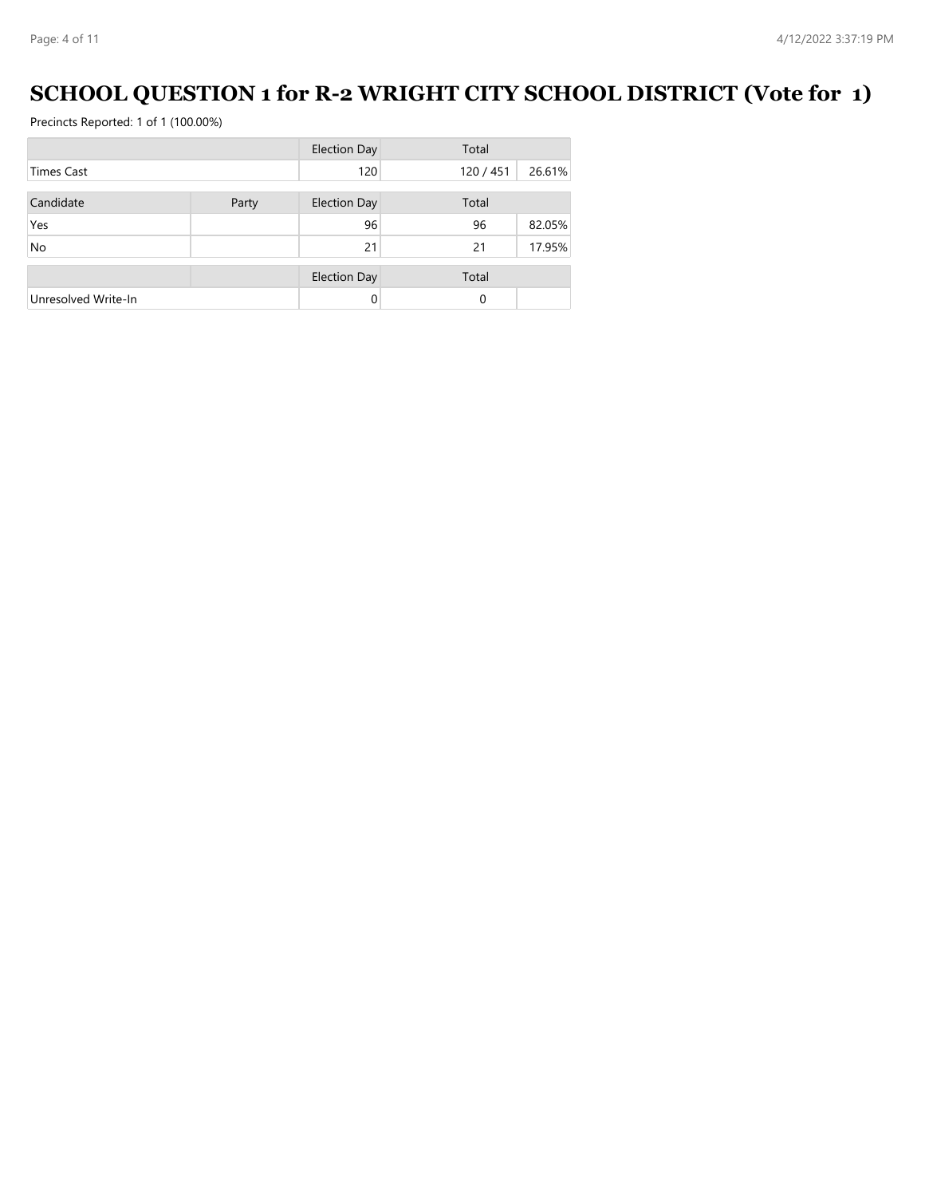# SCHOOL QUESTION 1 for R-2 WRIGHT CITY SCHOOL DISTRICT (Vote for 1)

Precincts Reported: 1 of 1 (100.00%)

| | | Election Day | Total | |
|---|---|---|---|---|
| Times Cast | | 120 | 120 / 451 | 26.61% |

| Candidate | Party | Election Day | Total | |
|---|---|---|---|---|
| Yes | | 96 | 96 | 82.05% |
| No | | 21 | 21 | 17.95% |

| | | Election Day | Total | |
|---|---|---|---|---|
| Unresolved Write-In | | 0 | 0 | |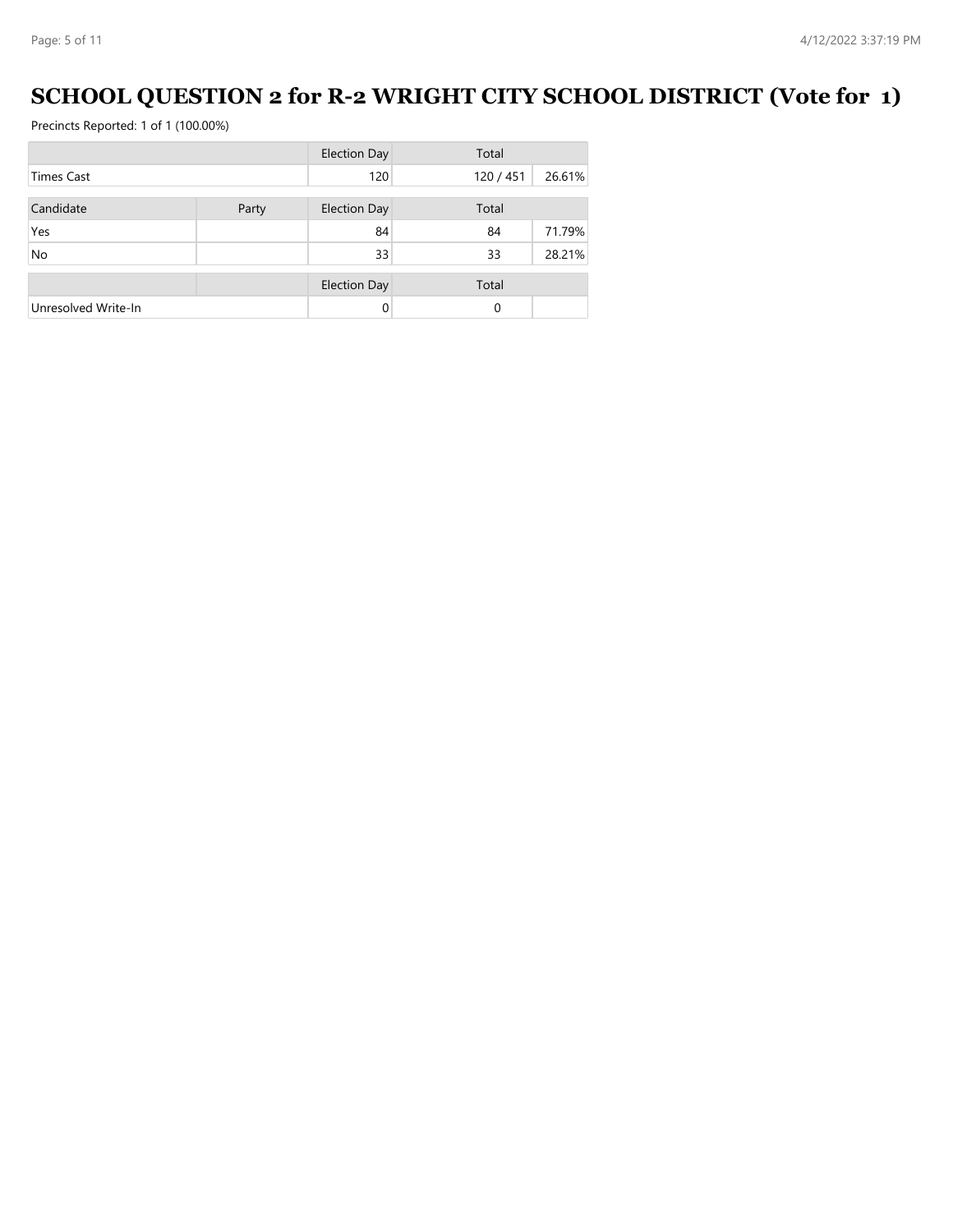# SCHOOL QUESTION 2 for R-2 WRIGHT CITY SCHOOL DISTRICT (Vote for 1)

Precincts Reported: 1 of 1 (100.00%)

| | | Election Day | Total | |
|---|---|---|---|---|
| Times Cast | | 120 | 120 / 451 | 26.61% |

| Candidate | Party | Election Day | Total | |
|---|---|---|---|---|
| Yes | | 84 | 84 | 71.79% |
| No | | 33 | 33 | 28.21% |

| | | Election Day | Total | |
|---|---|---|---|---|
| Unresolved Write-In | | 0 | 0 | |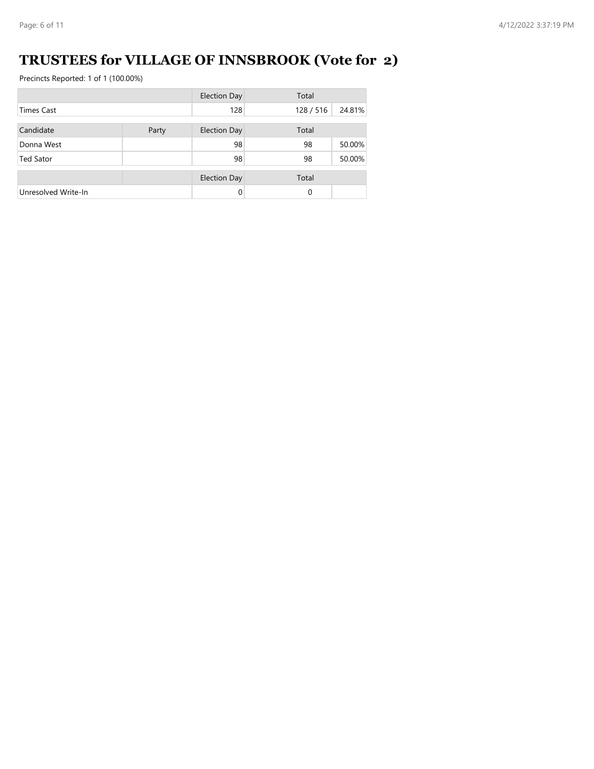# TRUSTEES for VILLAGE OF INNSBROOK (Vote for 2)

Precincts Reported: 1 of 1 (100.00%)

| | Election Day | Total | |
|---|---|---|---|
| Times Cast | 128 | 128 / 516 | 24.81% |

| Candidate | Party | Election Day | Total | |
|---|---|---|---|---|
| Donna West | | 98 | 98 | 50.00% |
| Ted Sator | | 98 | 98 | 50.00% |

| | | Election Day | Total | |
|---|---|---|---|---|
| Unresolved Write-In | | 0 | 0 | |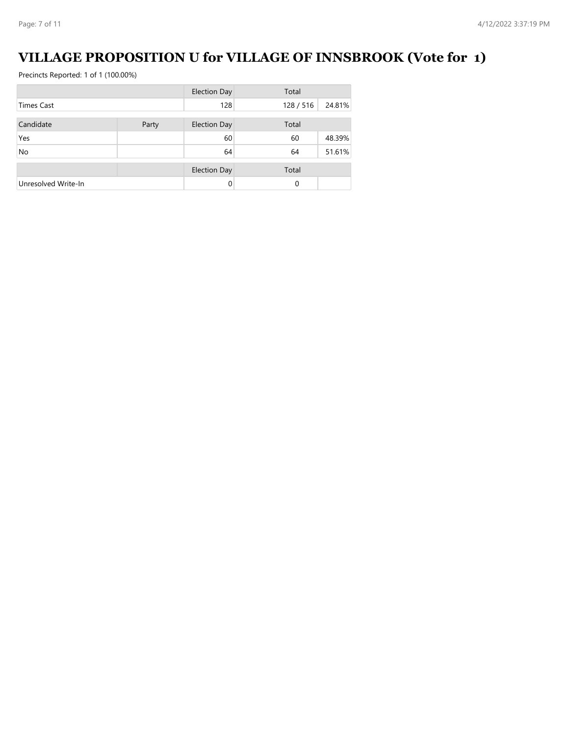# VILLAGE PROPOSITION U for VILLAGE OF INNSBROOK (Vote for 1)

Precincts Reported: 1 of 1 (100.00%)

| | | Election Day | Total | |
|---|---|---|---|---|
| Times Cast | | 128 | 128 / 516 | 24.81% |

| Candidate | Party | Election Day | Total | |
|---|---|---|---|---|
| Yes | | 60 | 60 | 48.39% |
| No | | 64 | 64 | 51.61% |

| | | Election Day | Total | |
|---|---|---|---|---|
| Unresolved Write-In | | 0 | 0 | |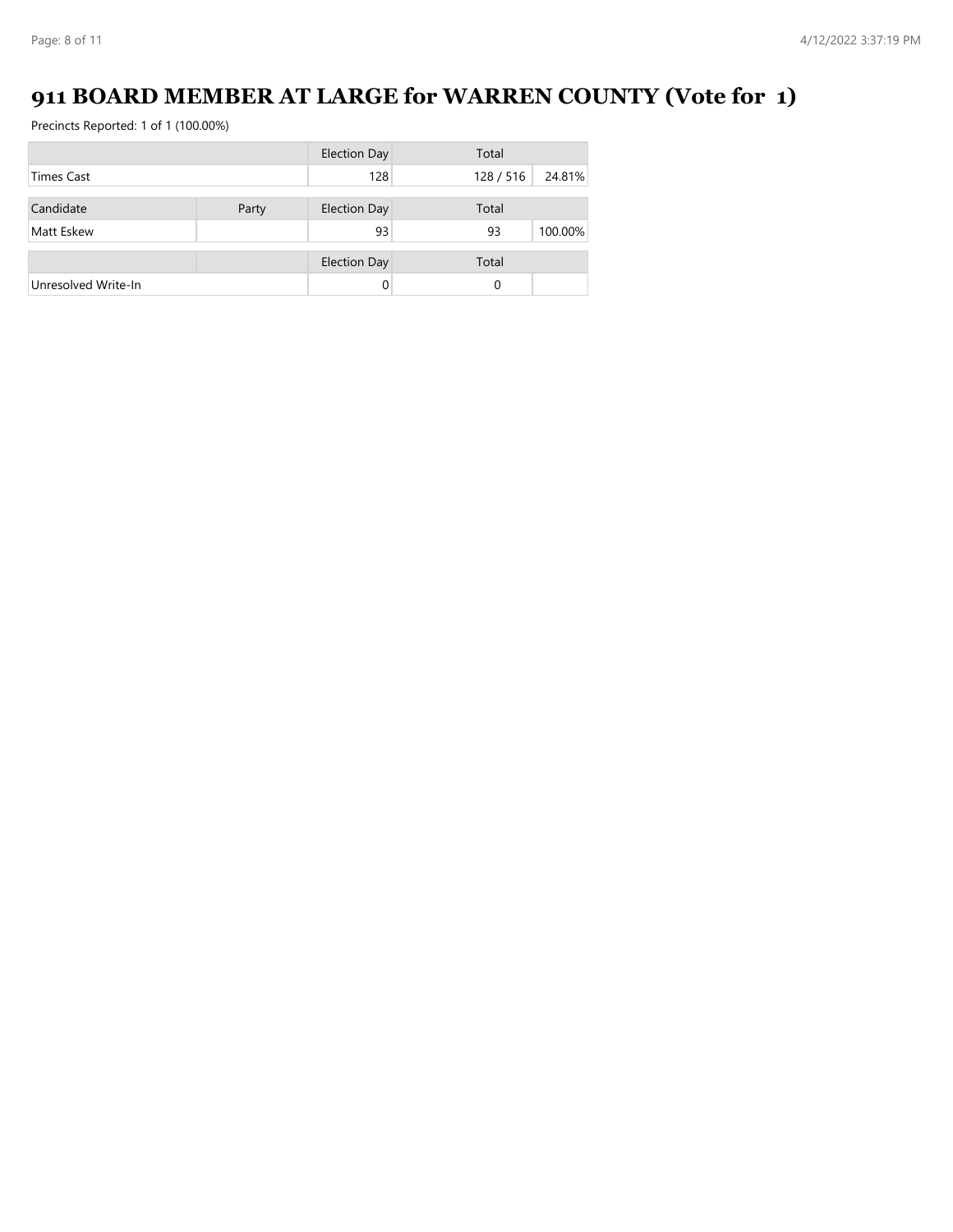# 911 BOARD MEMBER AT LARGE for WARREN COUNTY (Vote for 1)

Precincts Reported: 1 of 1 (100.00%)

| | | Election Day | Total | |
|---|---|---|---|---|
| Times Cast | | 128 | 128 / 516 | 24.81% |

| Candidate | Party | Election Day | Total | |
|---|---|---|---|---|
| Matt Eskew | | 93 | 93 | 100.00% |

| | | Election Day | Total | |
|---|---|---|---|---|
| Unresolved Write-In | | 0 | 0 | |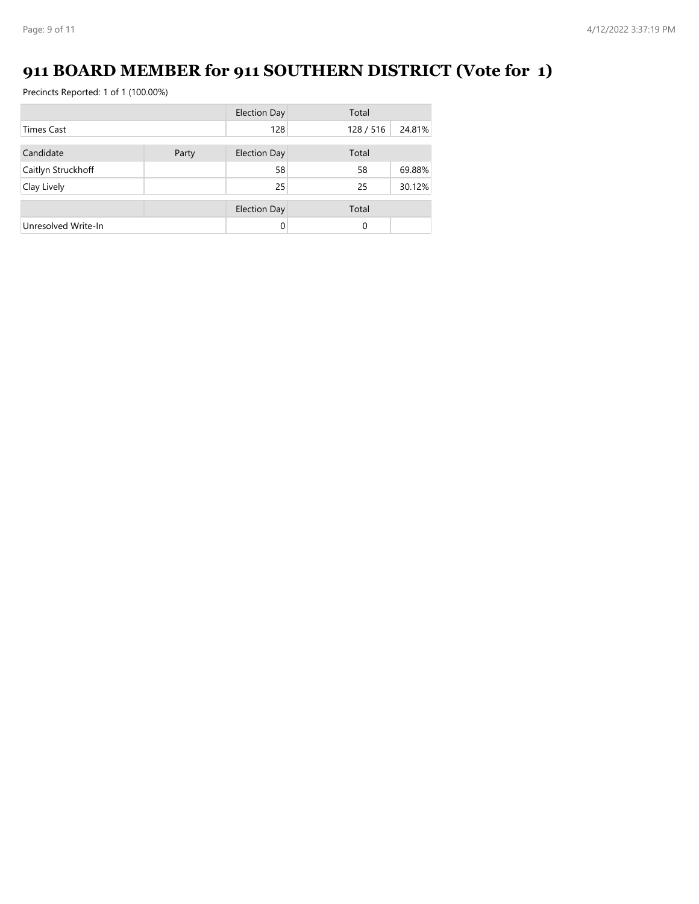# 911 BOARD MEMBER for 911 SOUTHERN DISTRICT (Vote for 1)

Precincts Reported: 1 of 1 (100.00%)

| | | Election Day | Total | |
|---|---|---|---|---|
| Times Cast | | 128 | 128 / 516 | 24.81% |

| Candidate | Party | Election Day | Total | |
|---|---|---|---|---|
| Caitlyn Struckhoff | | 58 | 58 | 69.88% |
| Clay Lively | | 25 | 25 | 30.12% |

| | | Election Day | Total | |
|---|---|---|---|---|
| Unresolved Write-In | | 0 | 0 | |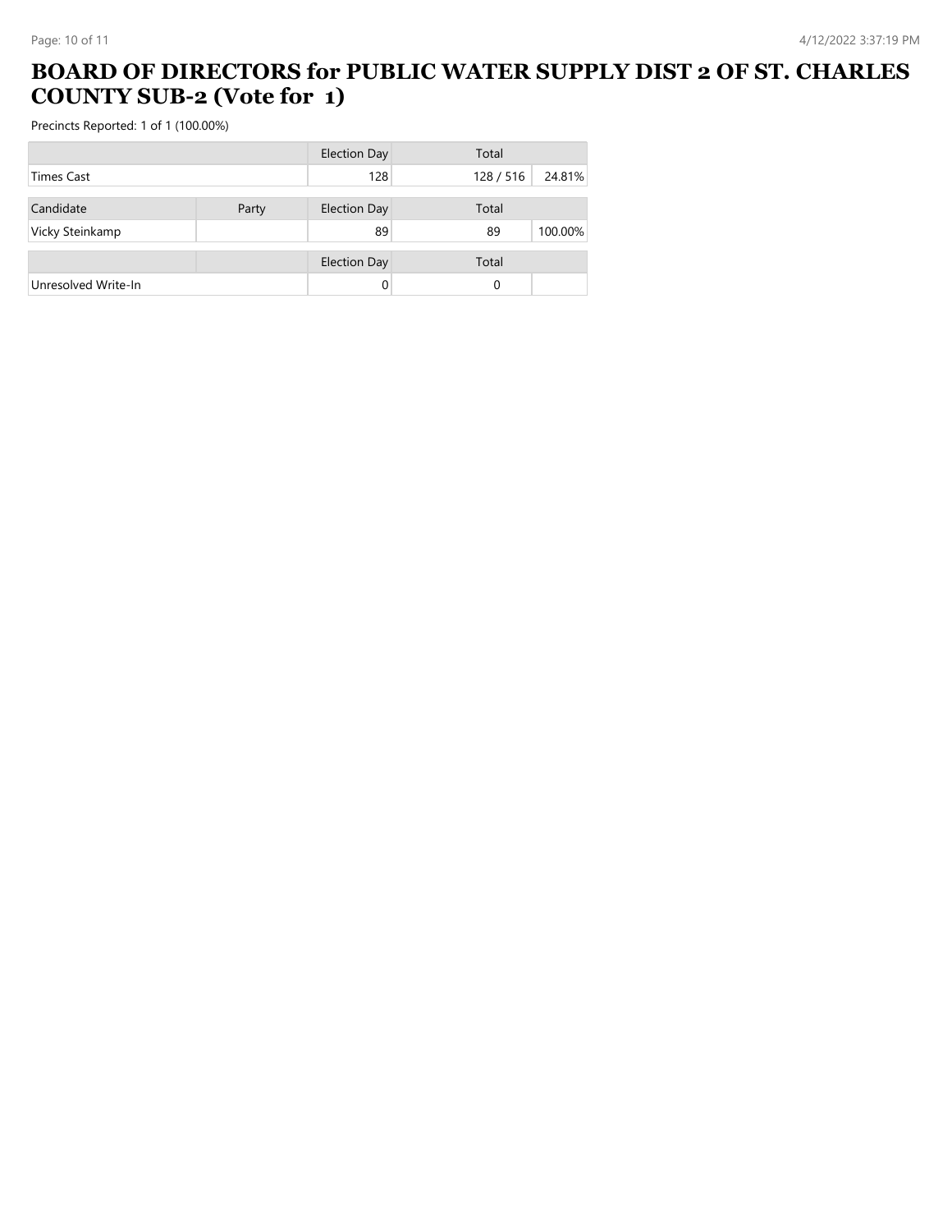# BOARD OF DIRECTORS for PUBLIC WATER SUPPLY DIST 2 OF ST. CHARLES COUNTY SUB-2 (Vote for 1)

Precincts Reported: 1 of 1 (100.00%)

| | | Election Day | Total | |
|---|---|---|---|---|
| Times Cast | | 128 | 128 / 516 | 24.81% |

| Candidate | Party | Election Day | Total | |
|---|---|---|---|---|
| Vicky Steinkamp | | 89 | 89 | 100.00% |

| | | Election Day | Total | |
|---|---|---|---|---|
| Unresolved Write-In | | 0 | 0 | |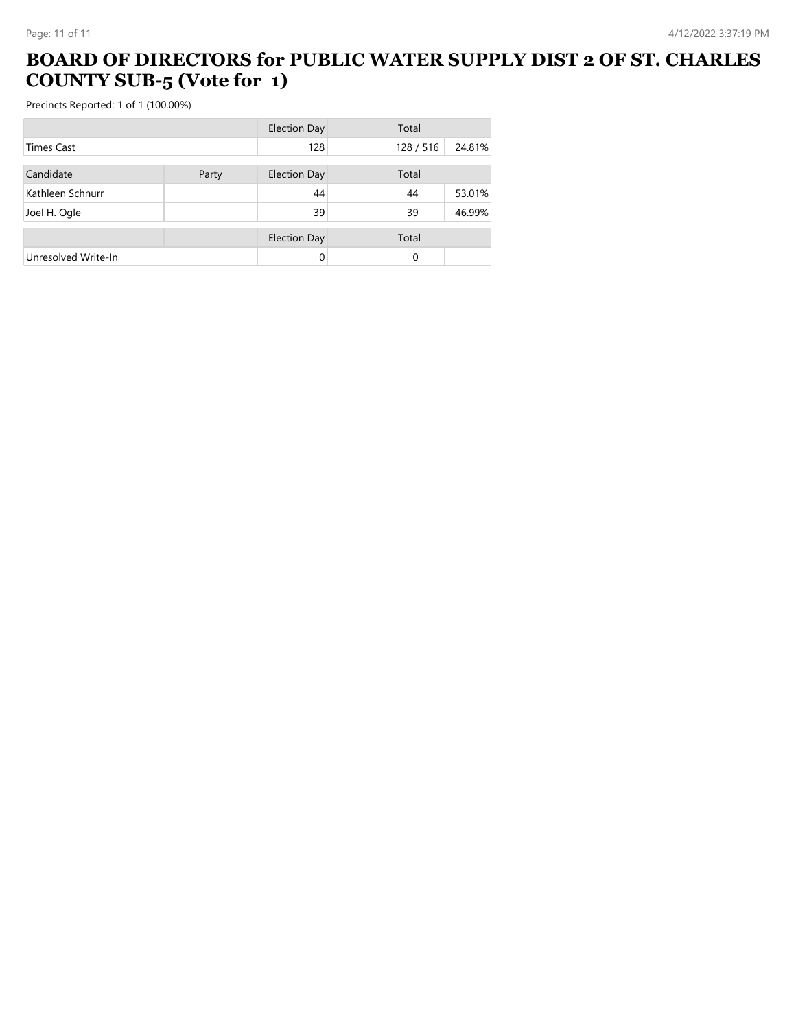# BOARD OF DIRECTORS for PUBLIC WATER SUPPLY DIST 2 OF ST. CHARLES COUNTY SUB-5 (Vote for 1)

Precincts Reported: 1 of 1 (100.00%)

| | | Election Day | Total | |
|---|---|---|---|---|
| Times Cast | | 128 | 128 / 516 | 24.81% |

| Candidate | Party | Election Day | Total | |
|---|---|---|---|---|
| Kathleen Schnurr | | 44 | 44 | 53.01% |
| Joel H. Ogle | | 39 | 39 | 46.99% |

| | | Election Day | Total | |
|---|---|---|---|---|
| Unresolved Write-In | | 0 | 0 | |